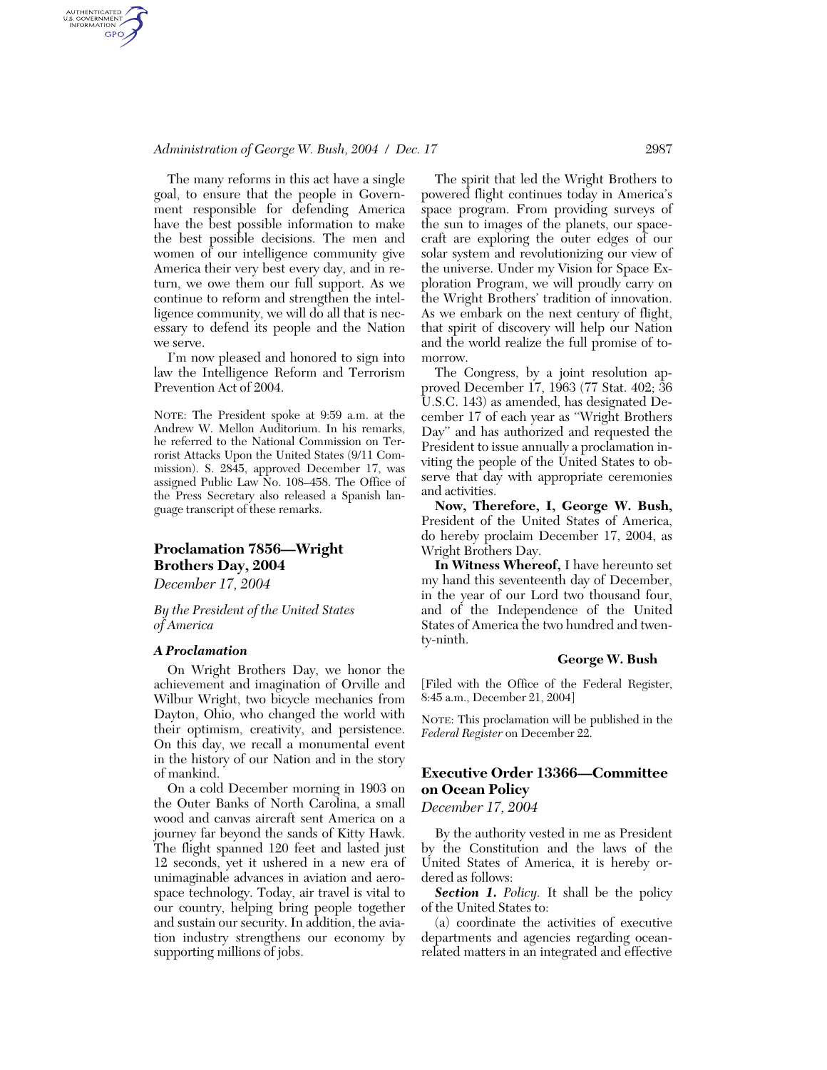The many reforms in this act have a single goal, to ensure that the people in Government responsible for defending America have the best possible information to make the best possible decisions. The men and women of our intelligence community give America their very best every day, and in return, we owe them our full support. As we continue to reform and strengthen the intelligence community, we will do all that is necessary to defend its people and the Nation we serve.

I'm now pleased and honored to sign into law the Intelligence Reform and Terrorism Prevention Act of 2004.

NOTE: The President spoke at 9:59 a.m. at the Andrew W. Mellon Auditorium. In his remarks, he referred to the National Commission on Terrorist Attacks Upon the United States (9/11 Commission). S. 2845, approved December 17, was assigned Public Law No. 108–458. The Office of the Press Secretary also released a Spanish language transcript of these remarks.

## Proclamation 7856—Wright Brothers Day, 2004

*December 17, 2004*

*By the President of the United States of America*

### *A Proclamation*

On Wright Brothers Day, we honor the achievement and imagination of Orville and Wilbur Wright, two bicycle mechanics from Dayton, Ohio, who changed the world with their optimism, creativity, and persistence. On this day, we recall a monumental event in the history of our Nation and in the story of mankind.

On a cold December morning in 1903 on the Outer Banks of North Carolina, a small wood and canvas aircraft sent America on a journey far beyond the sands of Kitty Hawk. The flight spanned 120 feet and lasted just 12 seconds, yet it ushered in a new era of unimaginable advances in aviation and aerospace technology. Today, air travel is vital to our country, helping bring people together and sustain our security. In addition, the aviation industry strengthens our economy by supporting millions of jobs.

The spirit that led the Wright Brothers to powered flight continues today in America's space program. From providing surveys of the sun to images of the planets, our spacecraft are exploring the outer edges of our solar system and revolutionizing our view of the universe. Under my Vision for Space Exploration Program, we will proudly carry on the Wright Brothers' tradition of innovation. As we embark on the next century of flight, that spirit of discovery will help our Nation and the world realize the full promise of tomorrow.

The Congress, by a joint resolution approved December 17, 1963 (77 Stat. 402; 36 U.S.C. 143) as amended, has designated December 17 of each year as "Wright Brothers Day" and has authorized and requested the President to issue annually a proclamation inviting the people of the United States to observe that day with appropriate ceremonies and activities.

**Now, Therefore, I, George W. Bush,** President of the United States of America, do hereby proclaim December 17, 2004, as Wright Brothers Day.

**In Witness Whereof,** I have hereunto set my hand this seventeenth day of December, in the year of our Lord two thousand four, and of the Independence of the United States of America the two hundred and twenty-ninth.

**George W. Bush**

[Filed with the Office of the Federal Register, 8:45 a.m., December 21, 2004]

NOTE: This proclamation will be published in the *Federal Register* on December 22.

## Executive Order 13366—Committee on Ocean Policy

*December 17, 2004*

By the authority vested in me as President by the Constitution and the laws of the United States of America, it is hereby ordered as follows:

***Section 1.*** *Policy.* It shall be the policy of the United States to:

(a) coordinate the activities of executive departments and agencies regarding ocean-related matters in an integrated and effective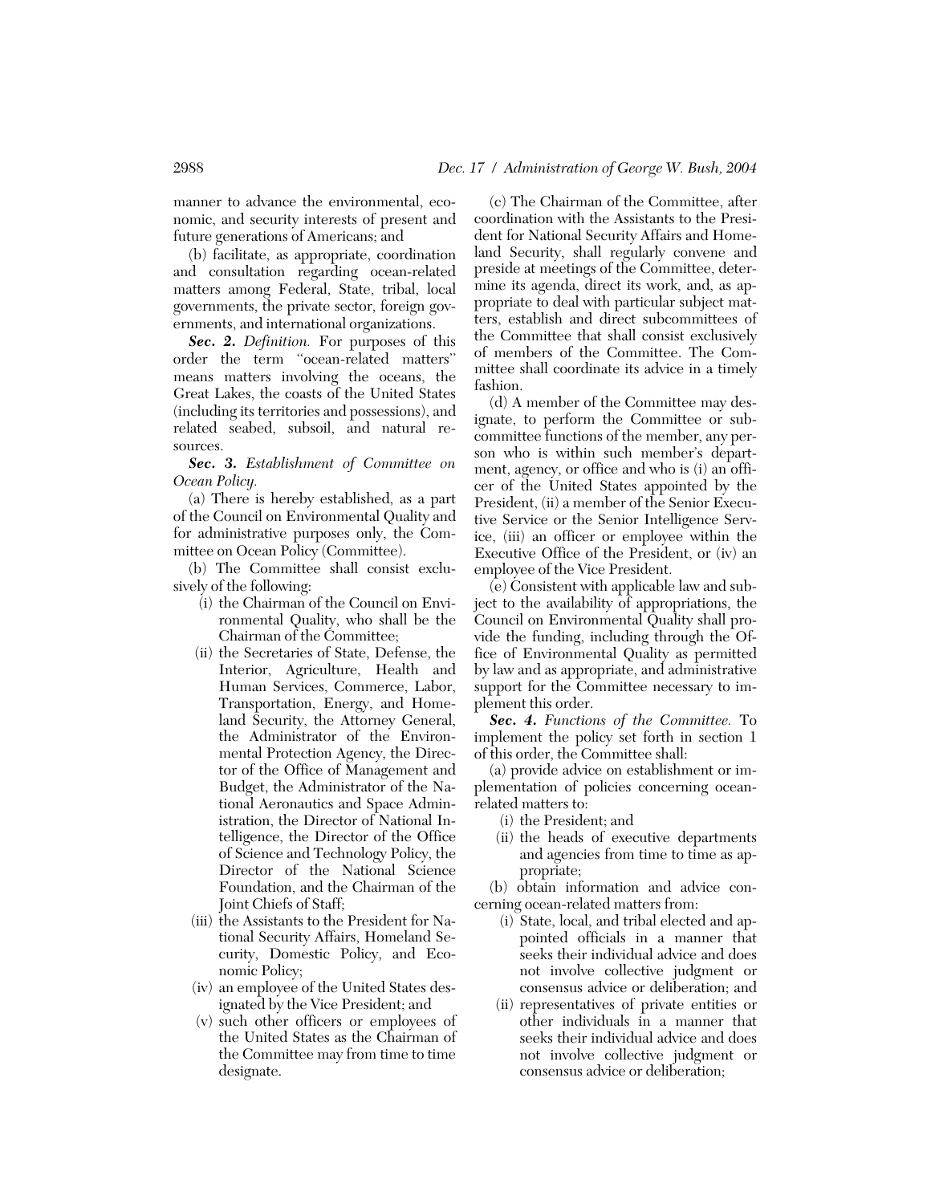manner to advance the environmental, economic, and security interests of present and future generations of Americans; and

(b) facilitate, as appropriate, coordination and consultation regarding ocean-related matters among Federal, State, tribal, local governments, the private sector, foreign governments, and international organizations.

***Sec. 2.*** *Definition.* For purposes of this order the term "ocean-related matters" means matters involving the oceans, the Great Lakes, the coasts of the United States (including its territories and possessions), and related seabed, subsoil, and natural resources.

***Sec. 3.*** *Establishment of Committee on Ocean Policy.*

(a) There is hereby established, as a part of the Council on Environmental Quality and for administrative purposes only, the Committee on Ocean Policy (Committee).

(b) The Committee shall consist exclusively of the following:

- (i) the Chairman of the Council on Environmental Quality, who shall be the Chairman of the Committee;
- (ii) the Secretaries of State, Defense, the Interior, Agriculture, Health and Human Services, Commerce, Labor, Transportation, Energy, and Homeland Security, the Attorney General, the Administrator of the Environmental Protection Agency, the Director of the Office of Management and Budget, the Administrator of the National Aeronautics and Space Administration, the Director of National Intelligence, the Director of the Office of Science and Technology Policy, the Director of the National Science Foundation, and the Chairman of the Joint Chiefs of Staff;
- (iii) the Assistants to the President for National Security Affairs, Homeland Security, Domestic Policy, and Economic Policy;
- (iv) an employee of the United States designated by the Vice President; and
- (v) such other officers or employees of the United States as the Chairman of the Committee may from time to time designate.

(c) The Chairman of the Committee, after coordination with the Assistants to the President for National Security Affairs and Homeland Security, shall regularly convene and preside at meetings of the Committee, determine its agenda, direct its work, and, as appropriate to deal with particular subject matters, establish and direct subcommittees of the Committee that shall consist exclusively of members of the Committee. The Committee shall coordinate its advice in a timely fashion.

(d) A member of the Committee may designate, to perform the Committee or subcommittee functions of the member, any person who is within such member's department, agency, or office and who is (i) an officer of the United States appointed by the President, (ii) a member of the Senior Executive Service or the Senior Intelligence Service, (iii) an officer or employee within the Executive Office of the President, or (iv) an employee of the Vice President.

(e) Consistent with applicable law and subject to the availability of appropriations, the Council on Environmental Quality shall provide the funding, including through the Office of Environmental Quality as permitted by law and as appropriate, and administrative support for the Committee necessary to implement this order.

***Sec. 4.*** *Functions of the Committee.* To implement the policy set forth in section 1 of this order, the Committee shall:

(a) provide advice on establishment or implementation of policies concerning ocean-related matters to:

- (i) the President; and
- (ii) the heads of executive departments and agencies from time to time as appropriate;

(b) obtain information and advice concerning ocean-related matters from:

- (i) State, local, and tribal elected and appointed officials in a manner that seeks their individual advice and does not involve collective judgment or consensus advice or deliberation; and
- (ii) representatives of private entities or other individuals in a manner that seeks their individual advice and does not involve collective judgment or consensus advice or deliberation;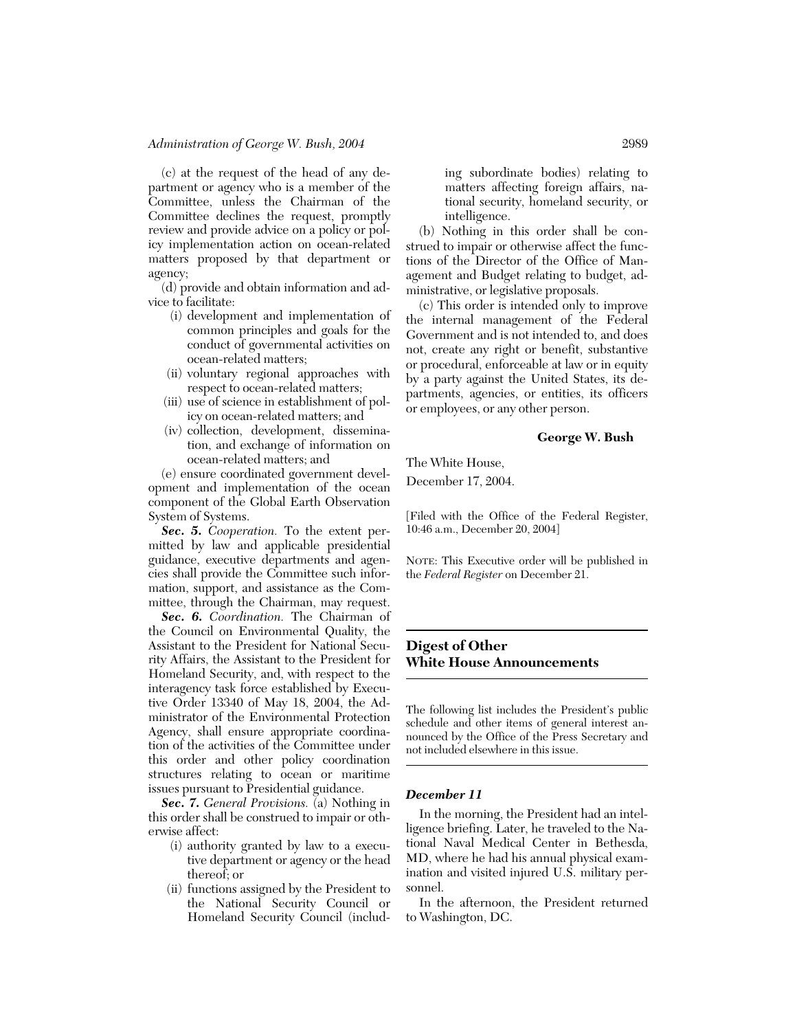(c) at the request of the head of any department or agency who is a member of the Committee, unless the Chairman of the Committee declines the request, promptly review and provide advice on a policy or policy implementation action on ocean-related matters proposed by that department or agency;

(d) provide and obtain information and advice to facilitate:

- (i) development and implementation of common principles and goals for the conduct of governmental activities on ocean-related matters;
- (ii) voluntary regional approaches with respect to ocean-related matters;
- (iii) use of science in establishment of policy on ocean-related matters; and
- (iv) collection, development, dissemination, and exchange of information on ocean-related matters; and

(e) ensure coordinated government development and implementation of the ocean component of the Global Earth Observation System of Systems.

***Sec. 5.*** *Cooperation.* To the extent permitted by law and applicable presidential guidance, executive departments and agencies shall provide the Committee such information, support, and assistance as the Committee, through the Chairman, may request.

***Sec. 6.*** *Coordination.* The Chairman of the Council on Environmental Quality, the Assistant to the President for National Security Affairs, the Assistant to the President for Homeland Security, and, with respect to the interagency task force established by Executive Order 13340 of May 18, 2004, the Administrator of the Environmental Protection Agency, shall ensure appropriate coordination of the activities of the Committee under this order and other policy coordination structures relating to ocean or maritime issues pursuant to Presidential guidance.

***Sec. 7.*** *General Provisions.* (a) Nothing in this order shall be construed to impair or otherwise affect:

- (i) authority granted by law to a executive department or agency or the head thereof; or
- (ii) functions assigned by the President to the National Security Council or Homeland Security Council (including subordinate bodies) relating to matters affecting foreign affairs, national security, homeland security, or intelligence.

(b) Nothing in this order shall be construed to impair or otherwise affect the functions of the Director of the Office of Management and Budget relating to budget, administrative, or legislative proposals.

(c) This order is intended only to improve the internal management of the Federal Government and is not intended to, and does not, create any right or benefit, substantive or procedural, enforceable at law or in equity by a party against the United States, its departments, agencies, or entities, its officers or employees, or any other person.

**George W. Bush**

The White House,
December 17, 2004.

[Filed with the Office of the Federal Register, 10:46 a.m., December 20, 2004]

NOTE: This Executive order will be published in the *Federal Register* on December 21.

## Digest of Other White House Announcements

The following list includes the President's public schedule and other items of general interest announced by the Office of the Press Secretary and not included elsewhere in this issue.

### *December 11*

In the morning, the President had an intelligence briefing. Later, he traveled to the National Naval Medical Center in Bethesda, MD, where he had his annual physical examination and visited injured U.S. military personnel.

In the afternoon, the President returned to Washington, DC.